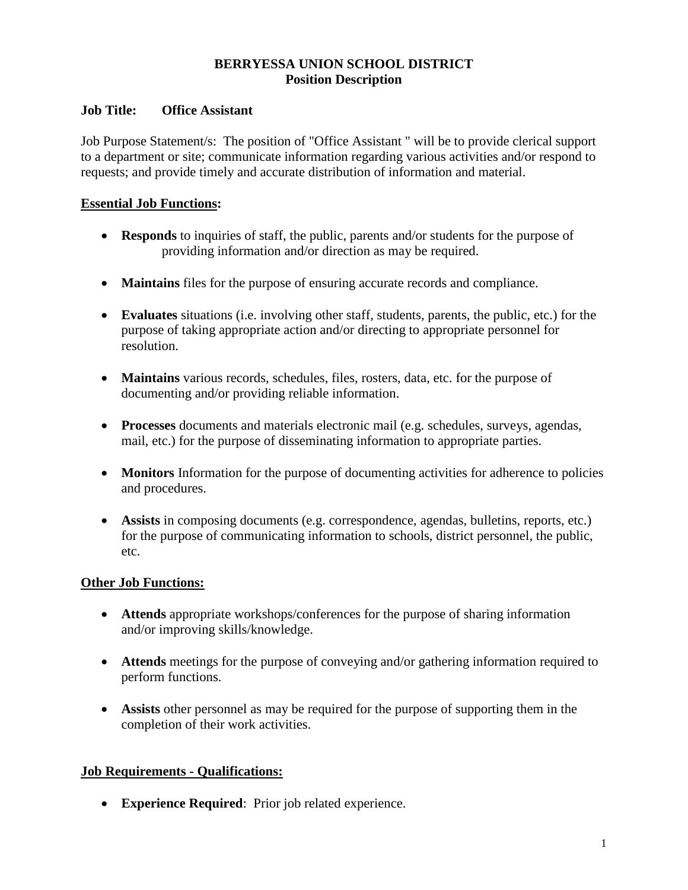**BERRYESSA UNION SCHOOL DISTRICT**
**Position Description**

**Job Title: Office Assistant**

Job Purpose Statement/s: The position of "Office Assistant " will be to provide clerical support to a department or site; communicate information regarding various activities and/or respond to requests; and provide timely and accurate distribution of information and material.

**Essential Job Functions:**

- **Responds** to inquiries of staff, the public, parents and/or students for the purpose of providing information and/or direction as may be required.
- **Maintains** files for the purpose of ensuring accurate records and compliance.
- **Evaluates** situations (i.e. involving other staff, students, parents, the public, etc.) for the purpose of taking appropriate action and/or directing to appropriate personnel for resolution.
- **Maintains** various records, schedules, files, rosters, data, etc. for the purpose of documenting and/or providing reliable information.
- **Processes** documents and materials electronic mail (e.g. schedules, surveys, agendas, mail, etc.) for the purpose of disseminating information to appropriate parties.
- **Monitors** Information for the purpose of documenting activities for adherence to policies and procedures.
- **Assists** in composing documents (e.g. correspondence, agendas, bulletins, reports, etc.) for the purpose of communicating information to schools, district personnel, the public, etc.

**Other Job Functions:**

- **Attends** appropriate workshops/conferences for the purpose of sharing information and/or improving skills/knowledge.
- **Attends** meetings for the purpose of conveying and/or gathering information required to perform functions.
- **Assists** other personnel as may be required for the purpose of supporting them in the completion of their work activities.

**Job Requirements - Qualifications:**

- **Experience Required**: Prior job related experience.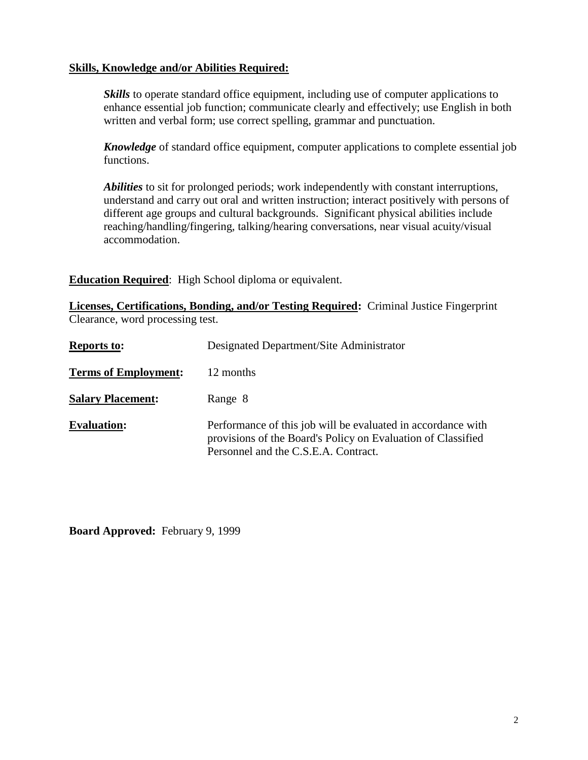**Skills, Knowledge and/or Abilities Required:**

***Skills*** to operate standard office equipment, including use of computer applications to enhance essential job function; communicate clearly and effectively; use English in both written and verbal form; use correct spelling, grammar and punctuation.

***Knowledge*** of standard office equipment, computer applications to complete essential job functions.

***Abilities*** to sit for prolonged periods; work independently with constant interruptions, understand and carry out oral and written instruction; interact positively with persons of different age groups and cultural backgrounds. Significant physical abilities include reaching/handling/fingering, talking/hearing conversations, near visual acuity/visual accommodation.

**Education Required**: High School diploma or equivalent.

**Licenses, Certifications, Bonding, and/or Testing Required:** Criminal Justice Fingerprint Clearance, word processing test.

**Reports to:** Designated Department/Site Administrator

**Terms of Employment:** 12 months

**Salary Placement:** Range 8

**Evaluation:** Performance of this job will be evaluated in accordance with provisions of the Board's Policy on Evaluation of Classified Personnel and the C.S.E.A. Contract.

**Board Approved:** February 9, 1999